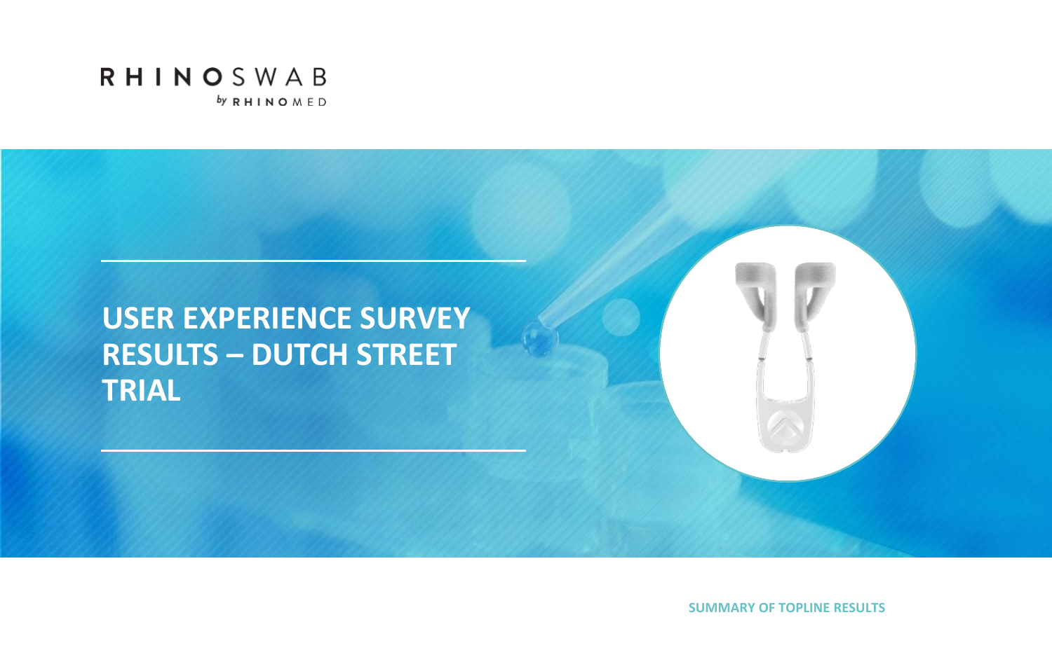RHINOSWAB

by RHINOMED

# USER EXPERIENCE SURVEY RESULTS – DUTCH STREET TRIAL

**SUMMARY OF TOPLINE RESULTS**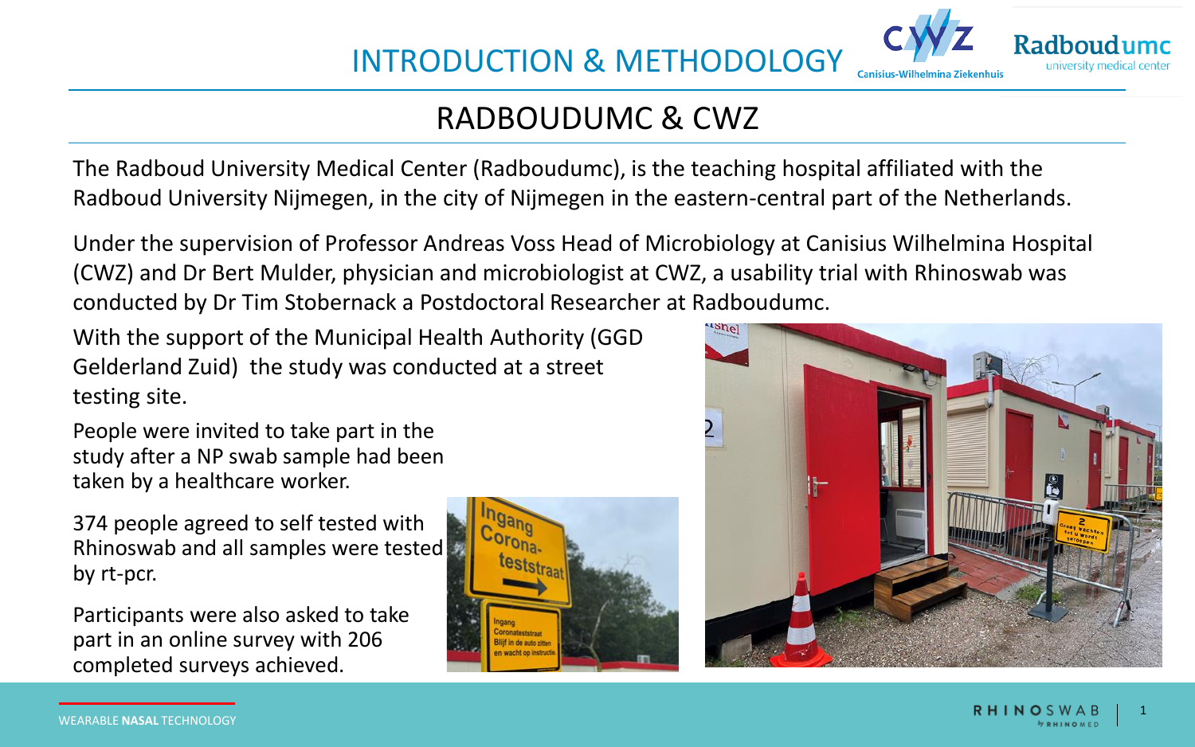# INTRODUCTION & METHODOLOGY

## RADBOUDUMC & CWZ

The Radboud University Medical Center (Radboudumc), is the teaching hospital affiliated with the Radboud University Nijmegen, in the city of Nijmegen in the eastern-central part of the Netherlands.

Under the supervision of Professor Andreas Voss Head of Microbiology at Canisius Wilhelmina Hospital (CWZ) and Dr Bert Mulder, physician and microbiologist at CWZ, a usability trial with Rhinoswab was conducted by Dr Tim Stobernack a Postdoctoral Researcher at Radboudumc.

With the support of the Municipal Health Authority (GGD Gelderland Zuid) the study was conducted at a street testing site.

People were invited to take part in the study after a NP swab sample had been taken by a healthcare worker.

374 people agreed to self tested with Rhinoswab and all samples were tested by rt-pcr.

Participants were also asked to take part in an online survey with 206 completed surveys achieved.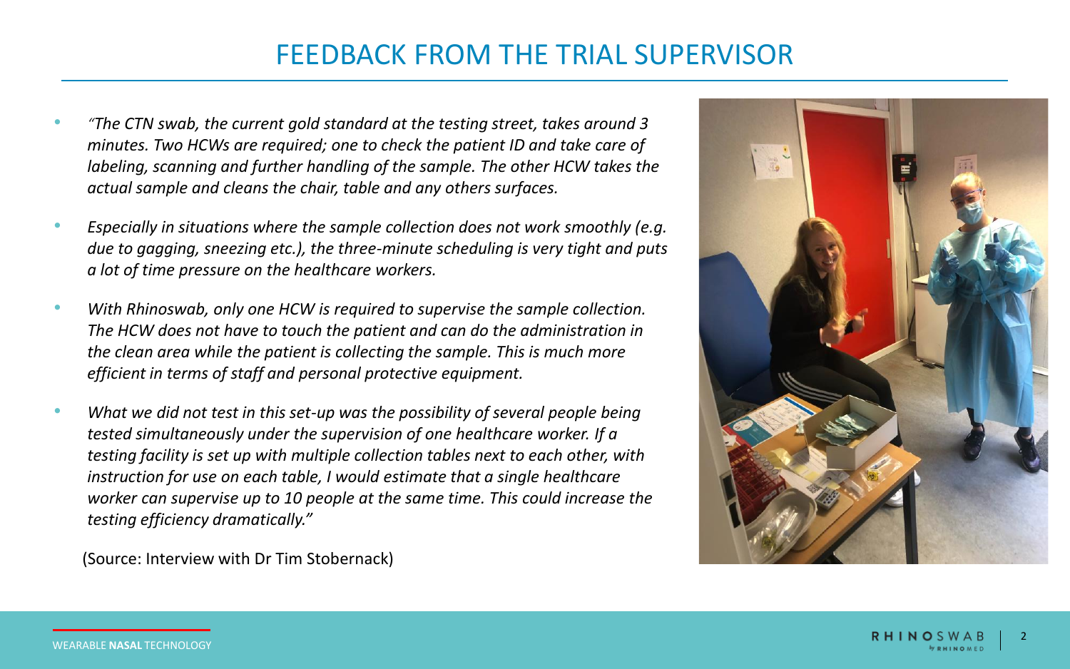# FEEDBACK FROM THE TRIAL SUPERVISOR

- *"The CTN swab, the current gold standard at the testing street, takes around 3 minutes. Two HCWs are required; one to check the patient ID and take care of labeling, scanning and further handling of the sample. The other HCW takes the actual sample and cleans the chair, table and any others surfaces.*
- *Especially in situations where the sample collection does not work smoothly (e.g. due to gagging, sneezing etc.), the three-minute scheduling is very tight and puts a lot of time pressure on the healthcare workers.*
- *With Rhinoswab, only one HCW is required to supervise the sample collection. The HCW does not have to touch the patient and can do the administration in the clean area while the patient is collecting the sample. This is much more efficient in terms of staff and personal protective equipment.*
- *What we did not test in this set-up was the possibility of several people being tested simultaneously under the supervision of one healthcare worker. If a testing facility is set up with multiple collection tables next to each other, with instruction for use on each table, I would estimate that a single healthcare worker can supervise up to 10 people at the same time. This could increase the testing efficiency dramatically."*

(Source: Interview with Dr Tim Stobernack)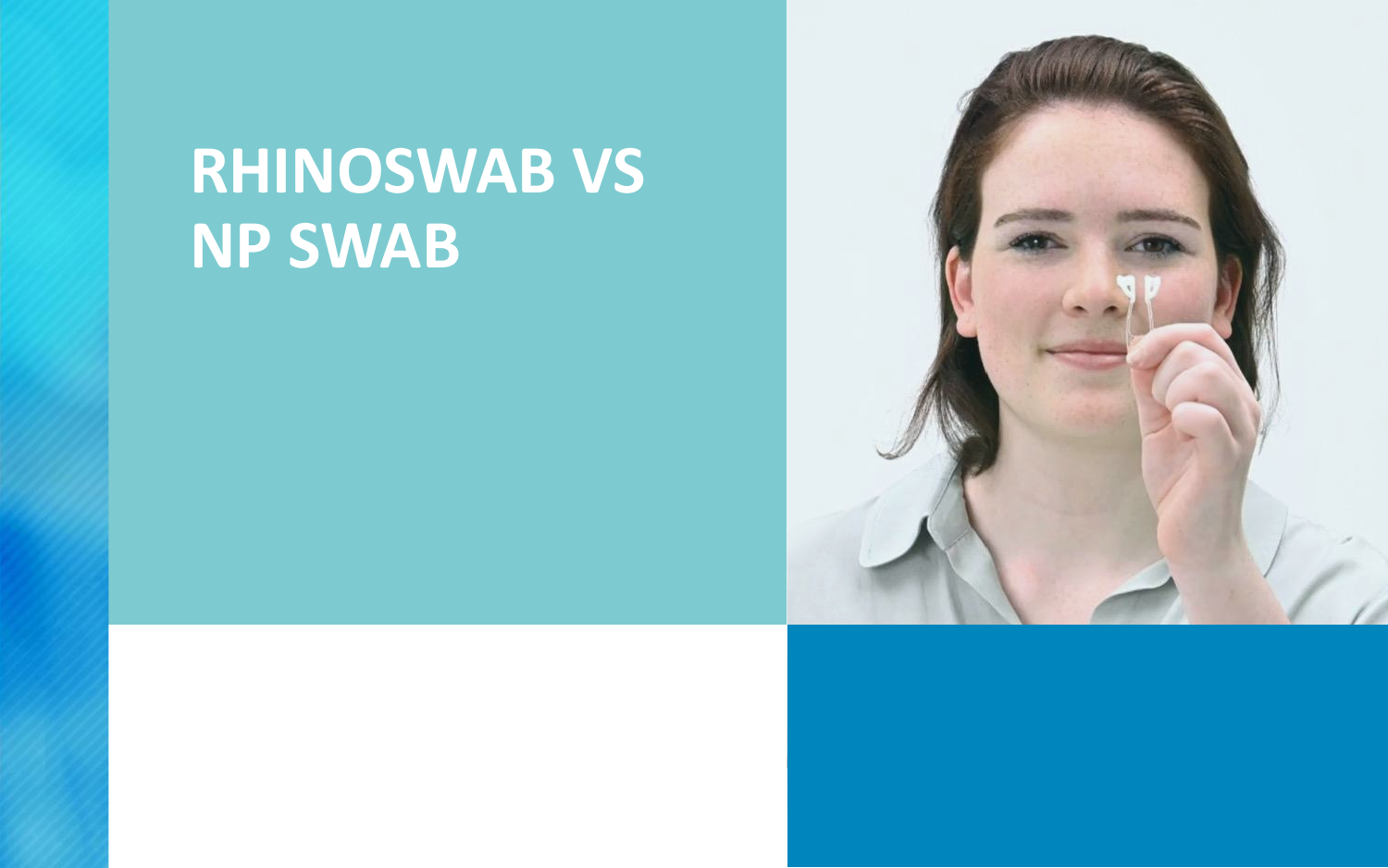# RHINOSWAB VS NP SWAB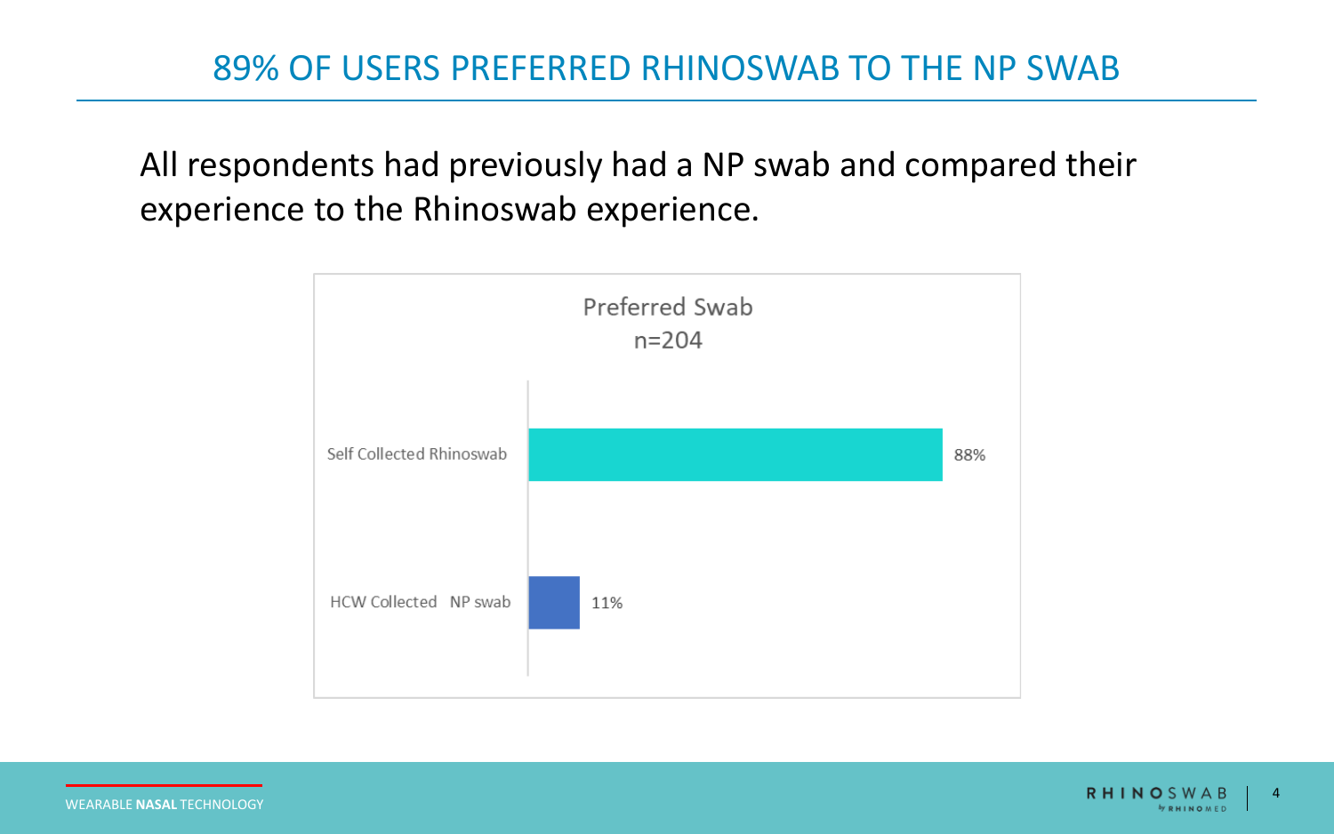# 89% OF USERS PREFERRED RHINOSWAB TO THE NP SWAB

All respondents had previously had a NP swab and compared their experience to the Rhinoswab experience.

**Preferred Swab**
n=204

| Swab | Preferred |
| --- | --- |
| Self Collected Rhinoswab | 88% |
| HCW Collected NP swab | 11% |

WEARABLE **NASAL** TECHNOLOGY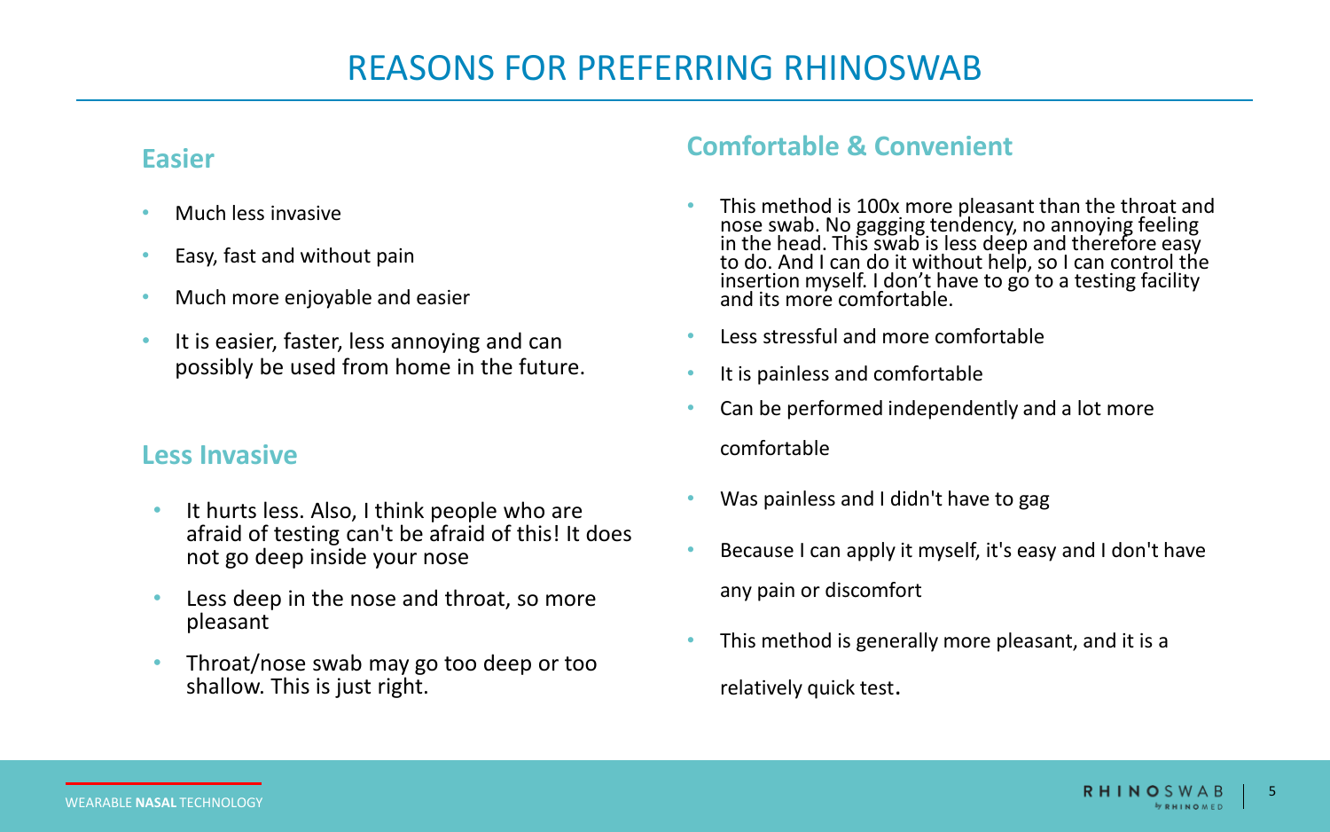# REASONS FOR PREFERRING RHINOSWAB

## Easier

- Much less invasive
- Easy, fast and without pain
- Much more enjoyable and easier
- It is easier, faster, less annoying and can possibly be used from home in the future.

## Less Invasive

- It hurts less. Also, I think people who are afraid of testing can't be afraid of this! It does not go deep inside your nose
- Less deep in the nose and throat, so more pleasant
- Throat/nose swab may go too deep or too shallow. This is just right.

## Comfortable & Convenient

- This method is 100x more pleasant than the throat and nose swab. No gagging tendency, no annoying feeling in the head. This swab is less deep and therefore easy to do. And I can do it without help, so I can control the insertion myself. I don't have to go to a testing facility and its more comfortable.
- Less stressful and more comfortable
- It is painless and comfortable
- Can be performed independently and a lot more comfortable
- Was painless and I didn't have to gag
- Because I can apply it myself, it's easy and I don't have any pain or discomfort
- This method is generally more pleasant, and it is a relatively quick test.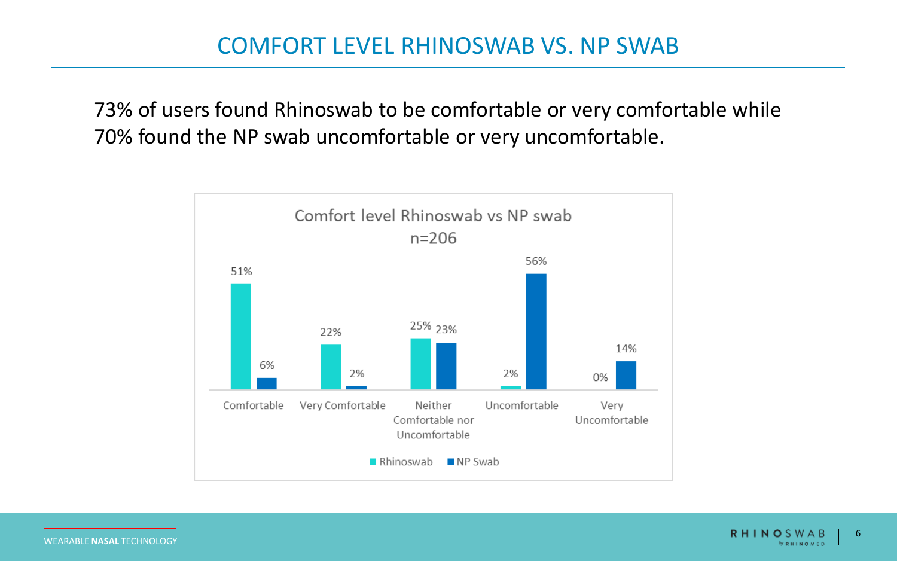# COMFORT LEVEL RHINOSWAB VS. NP SWAB

73% of users found Rhinoswab to be comfortable or very comfortable while 70% found the NP swab uncomfortable or very uncomfortable.

**Comfort level Rhinoswab vs NP swab**
**n=206**

| | Rhinoswab | NP Swab |
|---|---|---|
| Comfortable | 51% | 6% |
| Very Comfortable | 22% | 2% |
| Neither Comfortable nor Uncomfortable | 25% | 23% |
| Uncomfortable | 2% | 56% |
| Very Uncomfortable | 0% | 14% |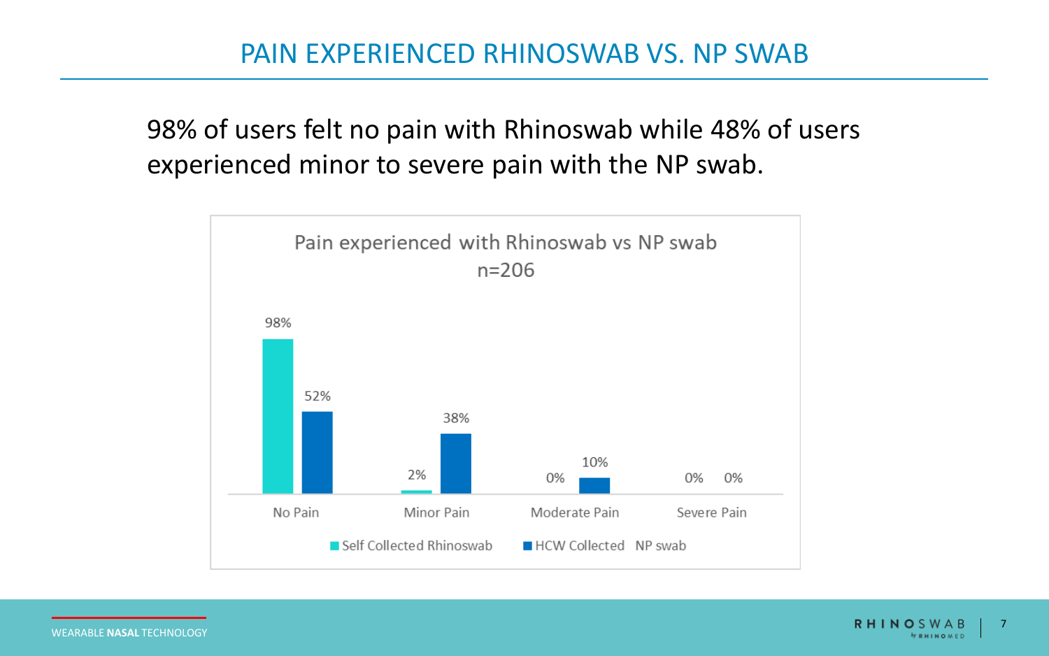# PAIN EXPERIENCED RHINOSWAB VS. NP SWAB

98% of users felt no pain with Rhinoswab while 48% of users experienced minor to severe pain with the NP swab.

**Pain experienced with Rhinoswab vs NP swab**
**n=206**

| | Self Collected Rhinoswab | HCW Collected NP swab |
|---|---|---|
| No Pain | 98% | 52% |
| Minor Pain | 2% | 38% |
| Moderate Pain | 0% | 10% |
| Severe Pain | 0% | 0% |

WEARABLE **NASAL** TECHNOLOGY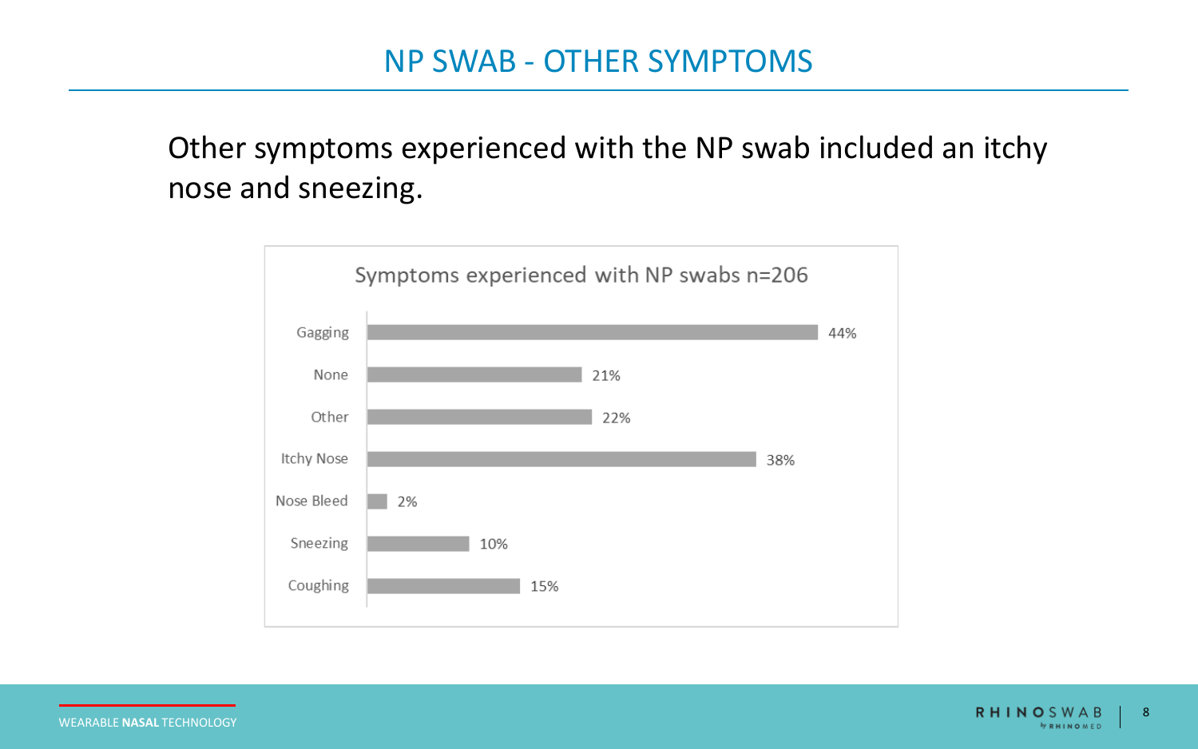# NP SWAB - OTHER SYMPTOMS

Other symptoms experienced with the NP swab included an itchy nose and sneezing.

**Symptoms experienced with NP swabs n=206**

| Symptom | Percentage |
|---|---|
| Gagging | 44% |
| None | 21% |
| Other | 22% |
| Itchy Nose | 38% |
| Nose Bleed | 2% |
| Sneezing | 10% |
| Coughing | 15% |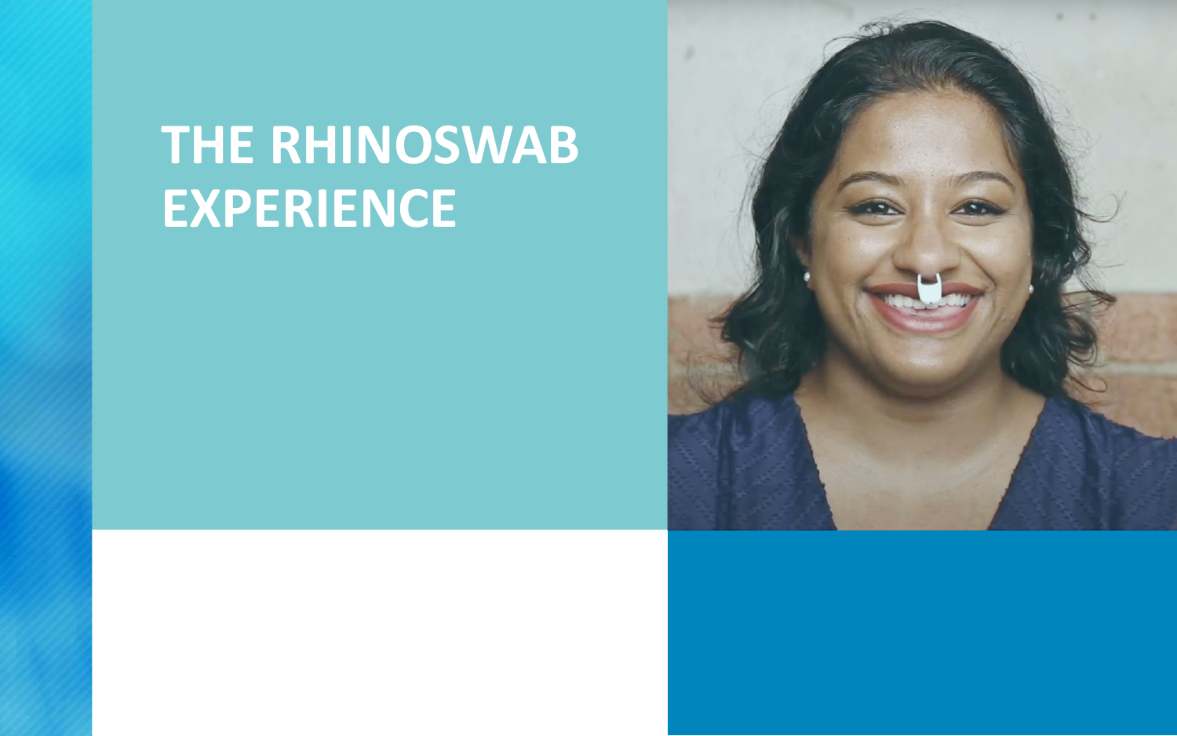# THE RHINOSWAB EXPERIENCE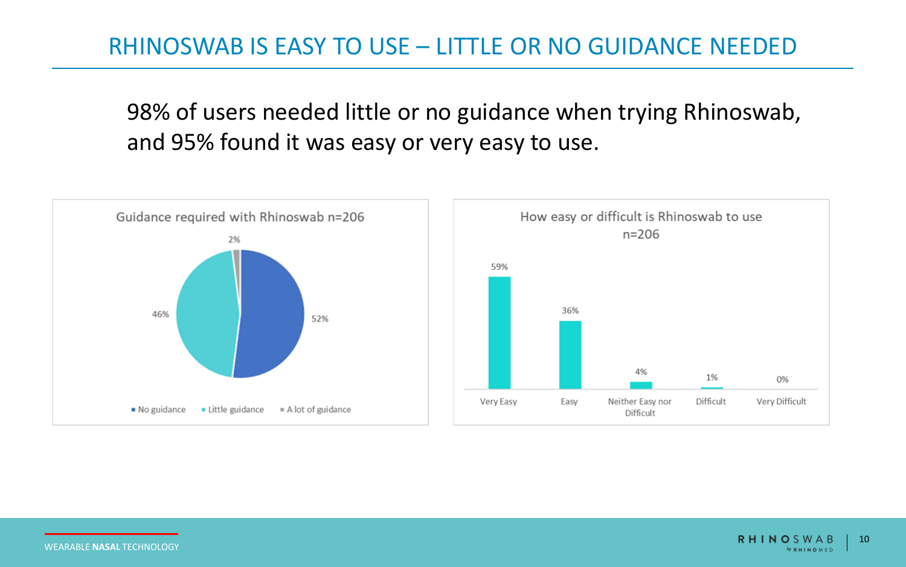# RHINOSWAB IS EASY TO USE – LITTLE OR NO GUIDANCE NEEDED

98% of users needed little or no guidance when trying Rhinoswab, and 95% found it was easy or very easy to use.

**Guidance required with Rhinoswab n=206**

| Guidance | % |
|---|---|
| No guidance | 52% |
| Little guidance | 46% |
| A lot of guidance | 2% |

**How easy or difficult is Rhinoswab to use n=206**

| Response | % |
|---|---|
| Very Easy | 59% |
| Easy | 36% |
| Neither Easy nor Difficult | 4% |
| Difficult | 1% |
| Very Difficult | 0% |

WEARABLE **NASAL** TECHNOLOGY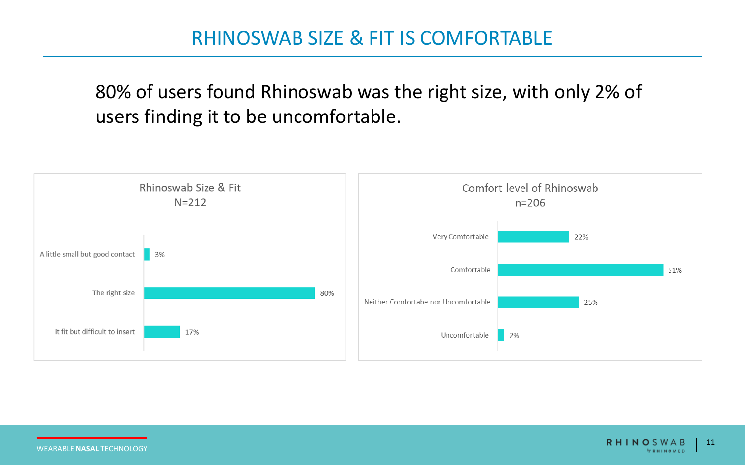# RHINOSWAB SIZE & FIT IS COMFORTABLE

80% of users found Rhinoswab was the right size, with only 2% of users finding it to be uncomfortable.

**Rhinoswab Size & Fit**
N=212

| Response | % |
|---|---|
| A little small but good contact | 3% |
| The right size | 80% |
| It fit but difficult to insert | 17% |

**Comfort level of Rhinoswab**
n=206

| Response | % |
|---|---|
| Very Comfortable | 22% |
| Comfortable | 51% |
| Neither Comfortabe nor Uncomfortable | 25% |
| Uncomfortable | 2% |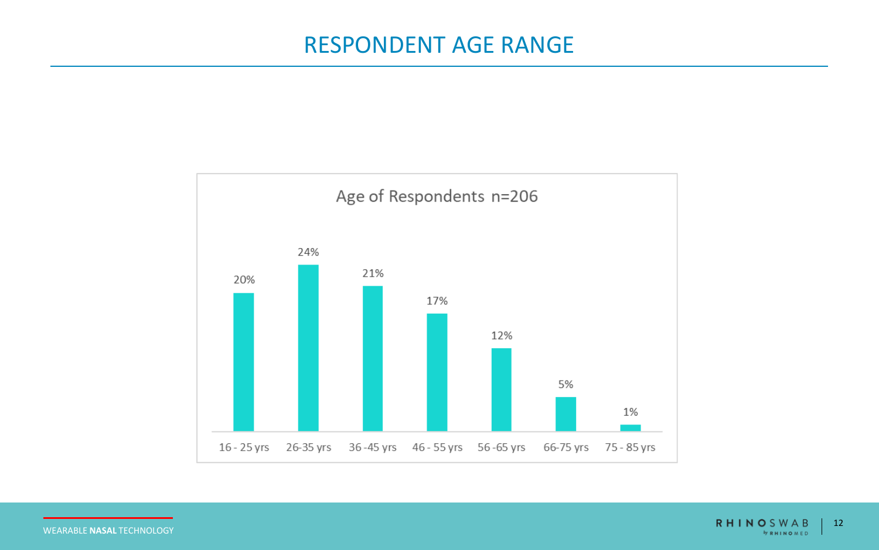# RESPONDENT AGE RANGE

Age of Respondents n=206

20%
24%
21%
17%
12%
5%
1%

16 - 25 yrs
26-35 yrs
36 -45 yrs
46 - 55 yrs
56 -65 yrs
66-75 yrs
75 - 85 yrs

WEARABLE **NASAL** TECHNOLOGY